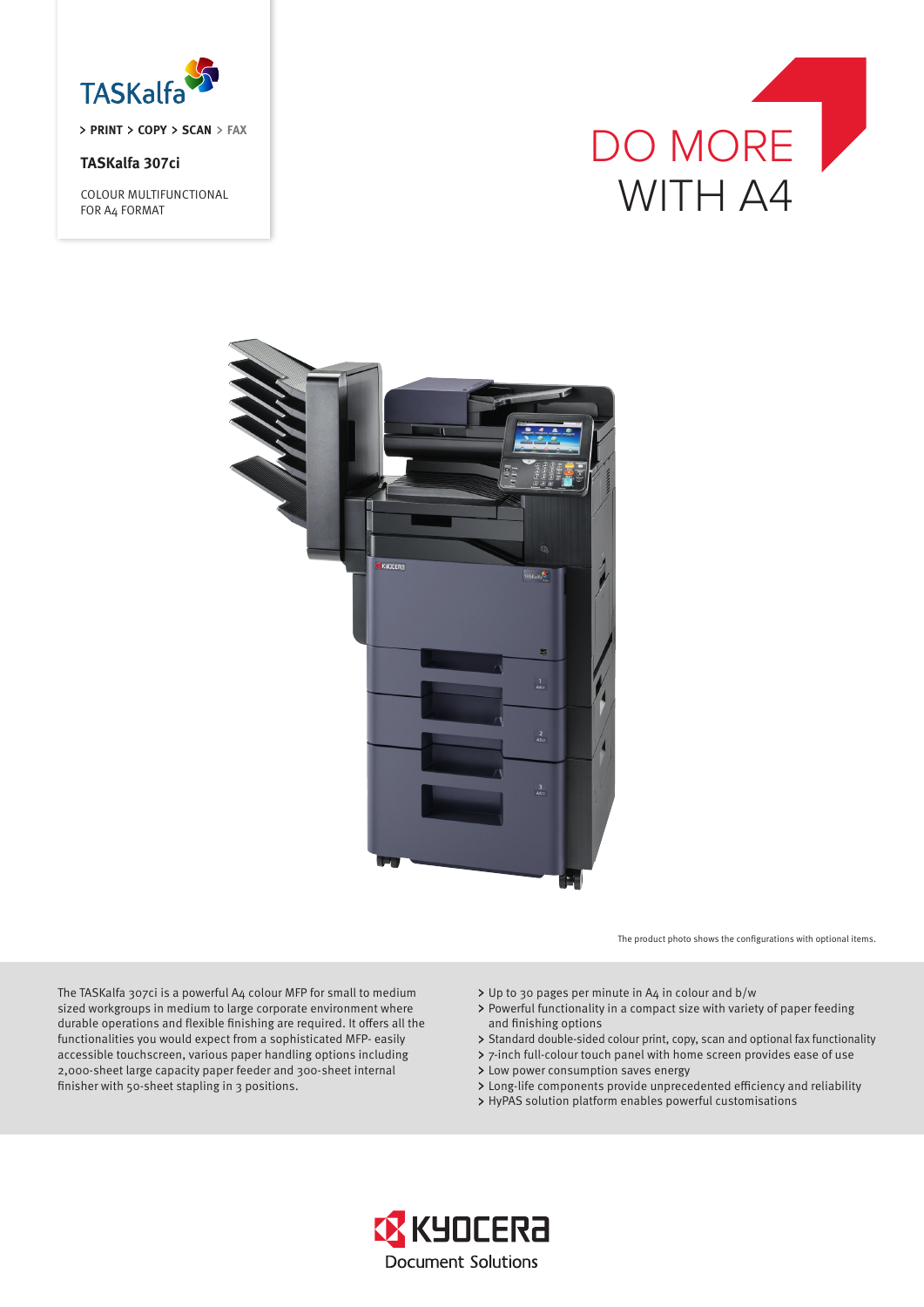TASKalfa

> PRINT > COPY > SCAN > FAX

**TASKalfa 307ci**

COLOUR MULTIFUNCTIONAL
FOR A4 FORMAT

# DO MORE WITH A4

The product photo shows the configurations with optional items.

The TASKalfa 307ci is a powerful A4 colour MFP for small to medium sized workgroups in medium to large corporate environment where durable operations and flexible finishing are required. It offers all the functionalities you would expect from a sophisticated MFP- easily accessible touchscreen, various paper handling options including 2,000-sheet large capacity paper feeder and 300-sheet internal finisher with 50-sheet stapling in 3 positions.

- Up to 30 pages per minute in A4 in colour and b/w
- Powerful functionality in a compact size with variety of paper feeding and finishing options
- Standard double-sided colour print, copy, scan and optional fax functionality
- 7-inch full-colour touch panel with home screen provides ease of use
- Low power consumption saves energy
- Long-life components provide unprecedented efficiency and reliability
- HyPAS solution platform enables powerful customisations

KYOCERA
Document Solutions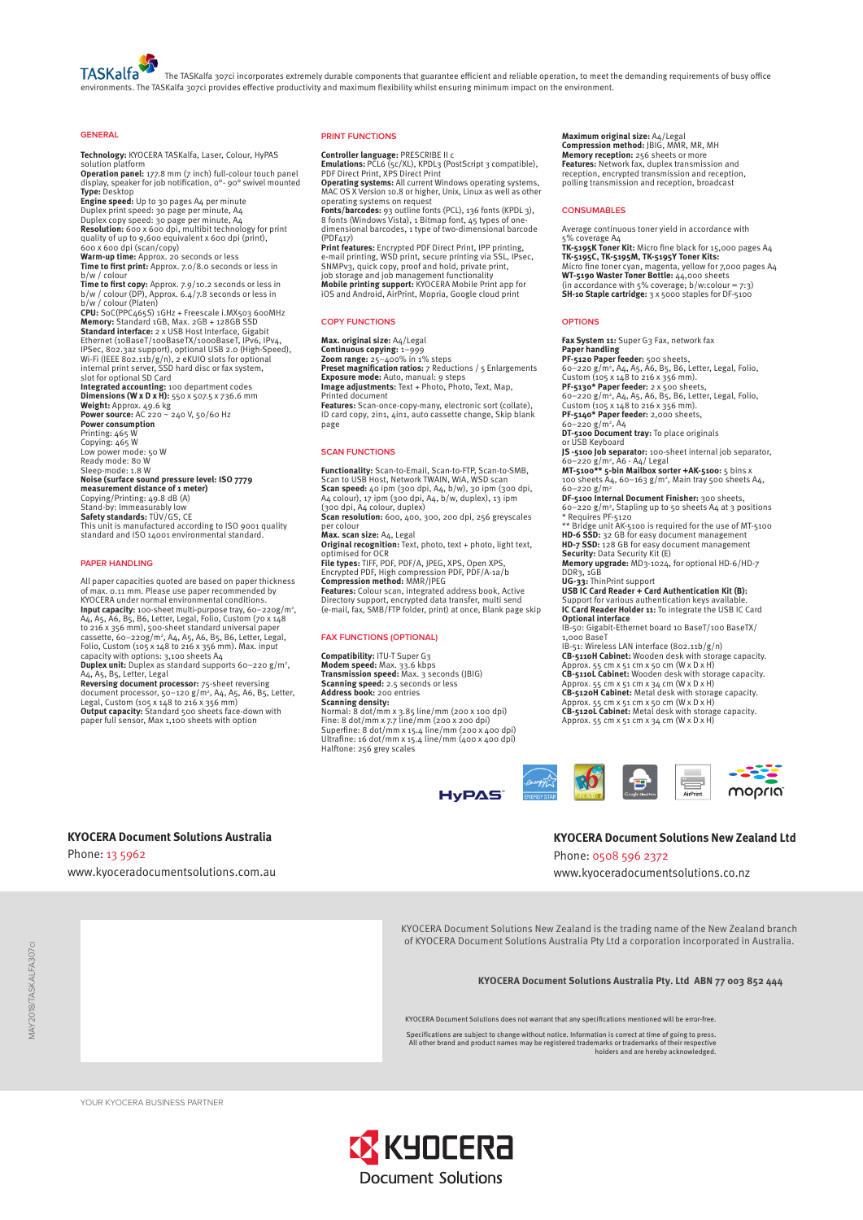TASKalfa The TASKalfa 307ci incorporates extremely durable components that guarantee efficient and reliable operation, to meet the demanding requirements of busy office environments. The TASKalfa 307ci provides effective productivity and maximum flexibility whilst ensuring minimum impact on the environment.

## GENERAL

**Technology:** KYOCERA TASKalfa, Laser, Colour, HyPAS solution platform
**Operation panel:** 177.8 mm (7 inch) full-colour touch panel display, speaker for job notification, 0°- 90° swivel mounted
**Type:** Desktop
**Engine speed:** Up to 30 pages A4 per minute
Duplex print speed: 30 page per minute, A4
Duplex copy speed: 30 page per minute, A4
**Resolution:** 600 x 600 dpi, multibit technology for print quality of up to 9,600 equivalent x 600 dpi (print), 600 x 600 dpi (scan/copy)
**Warm-up time:** Approx. 20 seconds or less
**Time to first print:** Approx. 7.0/8.0 seconds or less in b/w / colour
**Time to first copy:** Approx. 7.9/10.2 seconds or less in b/w / colour (DP), Approx. 6.4/7.8 seconds or less in b/w / colour (Platen)
**CPU:** SoC(PPC465S) 1GHz + Freescale i.MX503 600MHz
**Memory:** Standard 1GB, Max. 2GB + 128GB SSD
**Standard interface:** 2 x USB Host Interface, Gigabit Ethernet (10BaseT/100BaseTX/1000BaseT, IPv6, IPv4, IPSec, 802.3az support), optional USB 2.0 (High-Speed), Wi-Fi (IEEE 802.11b/g/n), 2 eKUIO slots for optional internal print server, SSD hard disc or fax system, slot for optional SD Card
**Integrated accounting:** 100 department codes
**Dimensions (W x D x H):** 550 x 507.5 x 736.6 mm
**Weight:** Approx. 49.6 kg
**Power source:** AC 220 ~ 240 V, 50/60 Hz
**Power consumption**
Printing: 465 W
Copying: 465 W
Low power mode: 50 W
Ready mode: 80 W
Sleep-mode: 1.8 W
**Noise (surface sound pressure level: ISO 7779 measurement distance of 1 meter)**
Copying/Printing: 49.8 dB (A)
Stand-by: Immeasurably low
**Safety standards:** TÜV/GS, CE
This unit is manufactured according to ISO 9001 quality standard and ISO 14001 environmental standard.

## PAPER HANDLING

All paper capacities quoted are based on paper thickness of max. 0.11 mm. Please use paper recommended by KYOCERA under normal environmental conditions.
**Input capacity:** 100-sheet multi-purpose tray, 60–220g/m², A4, A5, A6, B5, B6, Letter, Legal, Folio, Custom (70 x 148 to 216 x 356 mm), 500-sheet standard universal paper cassette, 60–220g/m², A4, A5, A6, B5, B6, Letter, Legal, Folio, Custom (105 x 148 to 216 x 356 mm). Max. input capacity with options: 3,100 sheets A4
**Duplex unit:** Duplex as standard supports 60–220 g/m², A4, A5, B5, Letter, Legal
**Reversing document processor:** 75-sheet reversing document processor, 50–120 g/m², A4, A5, A6, B5, Letter, Legal, Custom (105 x 148 to 216 x 356 mm)
**Output capacity:** Standard 500 sheets face-down with paper full sensor, Max 1,100 sheets with option

## PRINT FUNCTIONS

**Controller language:** PRESCRIBE II c
**Emulations:** PCL6 (5c/XL), KPDL3 (PostScript 3 compatible), PDF Direct Print, XPS Direct Print
**Operating systems:** All current Windows operating systems, MAC OS X Version 10.8 or higher, Unix, Linux as well as other operating systems on request
**Fonts/barcodes:** 93 outline fonts (PCL), 136 fonts (KPDL 3), 8 fonts (Windows Vista), 1 Bitmap font, 45 types of one-dimensional barcodes, 1 type of two-dimensional barcode (PDF417)
**Print features:** Encrypted PDF Direct Print, IPP printing, e-mail printing, WSD print, secure printing via SSL, IPSec, SNMPv3, quick copy, proof and hold, private print, job storage and job management functionality
**Mobile printing support:** KYOCERA Mobile Print app for iOS and Android, AirPrint, Mopria, Google cloud print

## COPY FUNCTIONS

**Max. original size:** A4/Legal
**Continuous copying:** 1–999
**Zoom range:** 25–400% in 1% steps
**Preset magnification ratios:** 7 Reductions / 5 Enlargements
**Exposure mode:** Auto, manual: 9 steps
**Image adjustments:** Text + Photo, Photo, Text, Map, Printed document
**Features:** Scan-once-copy-many, electronic sort (collate), ID card copy, 2in1, 4in1, auto cassette change, Skip blank page

## SCAN FUNCTIONS

**Functionality:** Scan-to-Email, Scan-to-FTP, Scan-to-SMB, Scan to USB Host, Network TWAIN, WIA, WSD scan
**Scan speed:** 40 ipm (300 dpi, A4, b/w), 30 ipm (300 dpi, A4 colour), 17 ipm (300 dpi, A4, b/w, duplex), 13 ipm (300 dpi, A4 colour, duplex)
**Scan resolution:** 600, 400, 300, 200 dpi, 256 greyscales per colour
**Max. scan size:** A4, Legal
**Original recognition:** Text, photo, text + photo, light text, optimised for OCR
**File types:** TIFF, PDF, PDF/A, JPEG, XPS, Open XPS, Encrypted PDF, High compression PDF, PDF/A-1a/b
**Compression method:** MMR/JPEG
**Features:** Colour scan, integrated address book, Active Directory support, encrypted data transfer, multi send (e-mail, fax, SMB/FTP folder, print) at once, Blank page skip

## FAX FUNCTIONS (OPTIONAL)

**Compatibility:** ITU-T Super G3
**Modem speed:** Max. 33.6 kbps
**Transmission speed:** Max. 3 seconds (JBIG)
**Scanning speed:** 2.5 seconds or less
**Address book:** 200 entries
**Scanning density:**
Normal: 8 dot/mm x 3.85 line/mm (200 x 100 dpi)
Fine: 8 dot/mm x 7.7 line/mm (200 x 200 dpi)
Superfine: 8 dot/mm x 15.4 line/mm (200 x 400 dpi)
Ultrafine: 16 dot/mm x 15.4 line/mm (400 x 400 dpi)
Halftone: 256 grey scales
**Maximum original size:** A4/Legal
**Compression method:** JBIG, MMR, MR, MH
**Memory reception:** 256 sheets or more
**Features:** Network fax, duplex transmission and reception, encrypted transmission and reception, polling transmission and reception, broadcast

## CONSUMABLES

Average continuous toner yield in accordance with 5% coverage A4
**TK-5195K Toner Kit:** Micro fine black for 15,000 pages A4
**TK-5195C, TK-5195M, TK-5195Y Toner Kits:** Micro fine toner cyan, magenta, yellow for 7,000 pages A4
**WT-5190 Waster Toner Bottle:** 44,000 sheets (in accordance with 5% coverage; b/w:colour = 7:3)
**SH-10 Staple cartridge:** 3 x 5000 staples for DF-5100

## OPTIONS

**Fax System 11:** Super G3 Fax, network fax
**Paper handling**
**PF-5120 Paper feeder:** 500 sheets, 60–220 g/m², A4, A5, A6, B5, B6, Letter, Legal, Folio, Custom (105 x 148 to 216 x 356 mm).
**PF-5130* Paper feeder:** 2 x 500 sheets, 60–220 g/m², A4, A5, B5, B6, Letter, Legal, Folio, Custom (105 x 148 to 216 x 356 mm).
**PF-5140* Paper feeder:** 2,000 sheets, 60–220 g/m², A4
**DT-5100 Document tray:** To place originals or USB Keyboard
**JS -5100 Job separator:** 100-sheet internal job separator, 60–220 g/m², A6 - A4/ Legal
**MT-5100** 5-bin Mailbox sorter +AK-5100:** 5 bins x 100 sheets A4, 60–163 g/m², Main tray 500 sheets A4, 60–220 g/m²
**DF-5100 Internal Document Finisher:** 300 sheets, 60–220 g/m², Stapling up to 50 sheets A4 at 3 positions
* Requires PF-5120
** Bridge unit AK-5100 is required for the use of MT-5100
**HD-6 SSD:** 32 GB for easy document management
**HD-7 SSD:** 128 GB for easy document management
**Security:** Data Security Kit (E)
**Memory upgrade:** MD3-1024, for optional HD-6/HD-7 DDR3, 1GB
**UG-33:** ThinPrint support
**USB IC Card Reader + Card Authentication Kit (B):** Support for various authentication keys available.
**IC Card Reader Holder 11:** To integrate the USB IC Card
**Optional interface**
IB-50: Gigabit-Ethernet board 10 BaseT/100 BaseTX/1,000 BaseT
IB-51: Wireless LAN interface (802.11b/g/n)
**CB-5110H Cabinet:** Wooden desk with storage capacity. Approx. 55 cm x 51 cm x 50 cm (W x D x H)
**CB-5110L Cabinet:** Wooden desk with storage capacity. Approx. 55 cm x 51 cm x 34 cm (W x D x H)
**CB-5120H Cabinet:** Metal desk with storage capacity. Approx. 55 cm x 51 cm x 50 cm (W x D x H)
**CB-5120L Cabinet:** Metal desk with storage capacity. Approx. 55 cm x 51 cm x 34 cm (W x D x H)

**KYOCERA Document Solutions Australia**
Phone: 13 5962
www.kyoceradocumentsolutions.com.au

**KYOCERA Document Solutions New Zealand Ltd**
Phone: 0508 596 2372
www.kyoceradocumentsolutions.co.nz

KYOCERA Document Solutions New Zealand is the trading name of the New Zealand branch of KYOCERA Document Solutions Australia Pty Ltd a corporation incorporated in Australia.

**KYOCERA Document Solutions Australia Pty. Ltd ABN 77 003 852 444**

KYOCERA Document Solutions does not warrant that any specifications mentioned will be error-free.

Specifications are subject to change without notice. Information is correct at time of going to press. All other brand and product names may be registered trademarks or trademarks of their respective holders and are hereby acknowledged.

MAY2018/TASKALFA307ci

YOUR KYOCERA BUSINESS PARTNER

KYOCERA Document Solutions